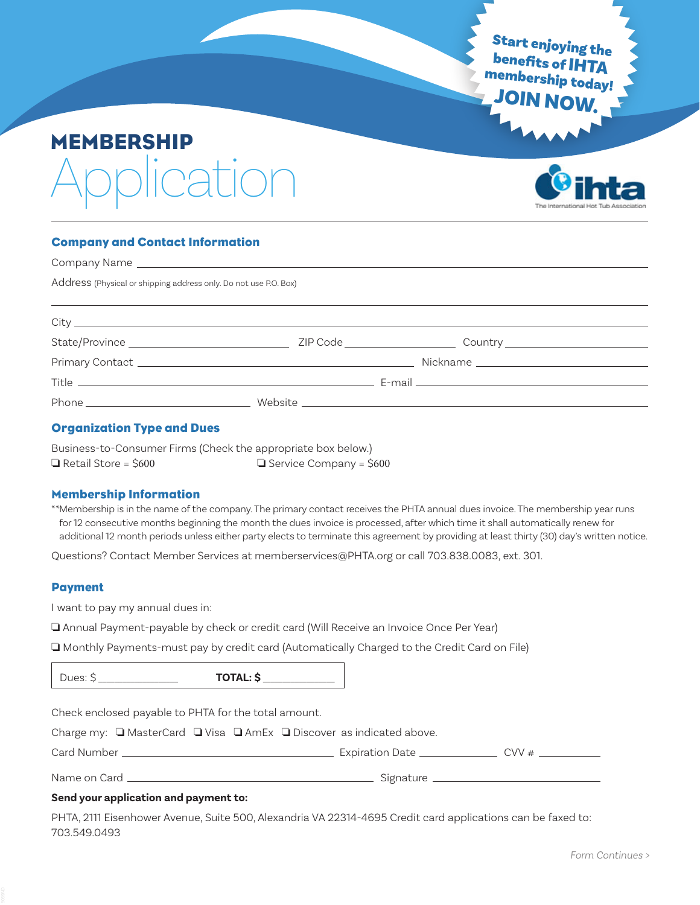Start enjoying the benefits of IHTA membership today! **JOIN NOW.**

# MEMBERSHIP Application

ihta — The International Hot Tub Association

## Company and Contact Information

Company Name \_\_\_\_\_\_\_\_\_\_\_\_\_\_\_\_\_\_\_\_\_\_\_\_\_\_\_\_\_\_\_\_\_\_\_\_\_\_\_\_

Address (Physical or shipping address only. Do not use P.O. Box)

\_\_\_\_\_\_\_\_\_\_\_\_\_\_\_\_\_\_\_\_\_\_\_\_\_\_\_\_\_\_\_\_\_\_\_\_\_\_\_\_

City \_\_\_\_\_\_\_\_\_\_\_\_\_\_\_\_\_\_\_\_\_\_\_\_\_\_\_\_\_\_\_\_\_\_\_\_\_\_\_\_

State/Province \_\_\_\_\_\_\_\_\_\_\_\_\_\_\_\_ ZIP Code \_\_\_\_\_\_\_\_\_\_\_\_ Country \_\_\_\_\_\_\_\_\_\_\_\_\_\_\_\_

Primary Contact \_\_\_\_\_\_\_\_\_\_\_\_\_\_\_\_\_\_\_\_\_\_\_\_ Nickname \_\_\_\_\_\_\_\_\_\_\_\_\_\_\_\_

Title \_\_\_\_\_\_\_\_\_\_\_\_\_\_\_\_\_\_\_\_\_\_\_\_ E-mail \_\_\_\_\_\_\_\_\_\_\_\_\_\_\_\_\_\_\_\_\_\_\_\_

Phone \_\_\_\_\_\_\_\_\_\_\_\_\_\_\_\_ Website \_\_\_\_\_\_\_\_\_\_\_\_\_\_\_\_\_\_\_\_\_\_\_\_\_\_\_\_\_\_\_\_

## Organization Type and Dues

Business-to-Consumer Firms (Check the appropriate box below.)

❏ Retail Store = $600 ❏ Service Company = $600

## Membership Information

**Membership is in the name of the company. The primary contact receives the PHTA annual dues invoice. The membership year runs for 12 consecutive months beginning the month the dues invoice is processed, after which time it shall automatically renew for additional 12 month periods unless either party elects to terminate this agreement by providing at least thirty (30) day's written notice.

Questions? Contact Member Services at memberservices@PHTA.org or call 703.838.0083, ext. 301.

## Payment

I want to pay my annual dues in:

❏ Annual Payment-payable by check or credit card (Will Receive an Invoice Once Per Year)

❏ Monthly Payments-must pay by credit card (Automatically Charged to the Credit Card on File)

Dues: $ \_\_\_\_\_\_\_\_\_\_ **TOTAL: $** \_\_\_\_\_\_\_\_\_\_

Check enclosed payable to PHTA for the total amount.

Charge my: ❏ MasterCard ❏ Visa ❏ AmEx ❏ Discover as indicated above.

Card Number \_\_\_\_\_\_\_\_\_\_\_\_\_\_\_\_\_\_\_\_ Expiration Date \_\_\_\_\_\_\_\_\_\_ CVV # \_\_\_\_\_\_\_\_

Name on Card \_\_\_\_\_\_\_\_\_\_\_\_\_\_\_\_\_\_\_\_\_\_\_\_ Signature \_\_\_\_\_\_\_\_\_\_\_\_\_\_\_\_\_\_\_\_

**Send your application and payment to:**

PHTA, 2111 Eisenhower Avenue, Suite 500, Alexandria VA 22314-4695 Credit card applications can be faxed to: 703.549.0493

*Form Continues >*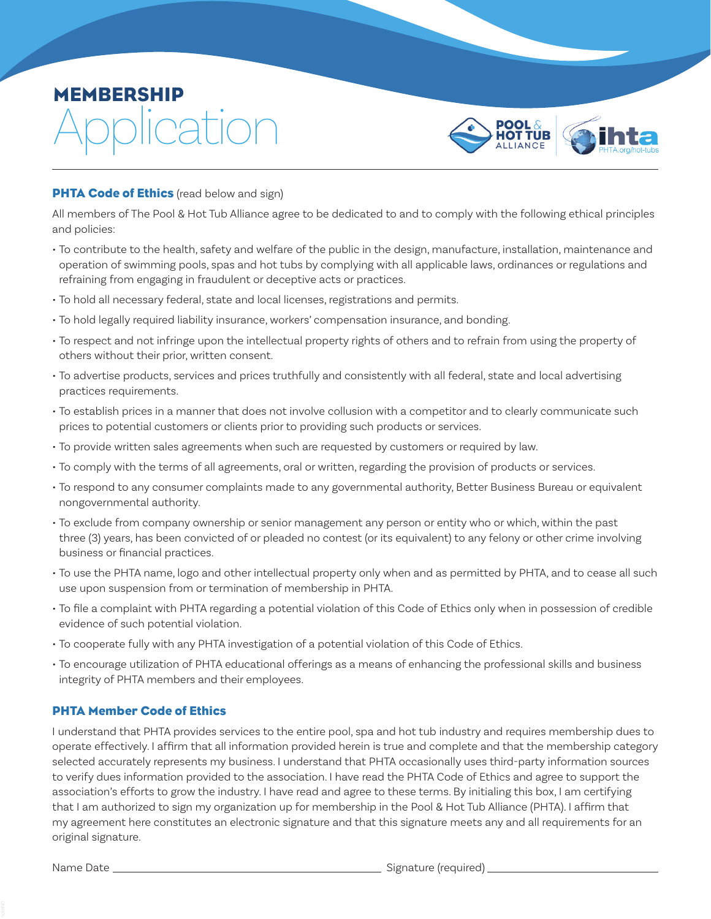# MEMBERSHIP Application

## PHTA Code of Ethics (read below and sign)

All members of The Pool & Hot Tub Alliance agree to be dedicated to and to comply with the following ethical principles and policies:

- To contribute to the health, safety and welfare of the public in the design, manufacture, installation, maintenance and operation of swimming pools, spas and hot tubs by complying with all applicable laws, ordinances or regulations and refraining from engaging in fraudulent or deceptive acts or practices.
- To hold all necessary federal, state and local licenses, registrations and permits.
- To hold legally required liability insurance, workers' compensation insurance, and bonding.
- To respect and not infringe upon the intellectual property rights of others and to refrain from using the property of others without their prior, written consent.
- To advertise products, services and prices truthfully and consistently with all federal, state and local advertising practices requirements.
- To establish prices in a manner that does not involve collusion with a competitor and to clearly communicate such prices to potential customers or clients prior to providing such products or services.
- To provide written sales agreements when such are requested by customers or required by law.
- To comply with the terms of all agreements, oral or written, regarding the provision of products or services.
- To respond to any consumer complaints made to any governmental authority, Better Business Bureau or equivalent nongovernmental authority.
- To exclude from company ownership or senior management any person or entity who or which, within the past three (3) years, has been convicted of or pleaded no contest (or its equivalent) to any felony or other crime involving business or financial practices.
- To use the PHTA name, logo and other intellectual property only when and as permitted by PHTA, and to cease all such use upon suspension from or termination of membership in PHTA.
- To file a complaint with PHTA regarding a potential violation of this Code of Ethics only when in possession of credible evidence of such potential violation.
- To cooperate fully with any PHTA investigation of a potential violation of this Code of Ethics.
- To encourage utilization of PHTA educational offerings as a means of enhancing the professional skills and business integrity of PHTA members and their employees.

## PHTA Member Code of Ethics

I understand that PHTA provides services to the entire pool, spa and hot tub industry and requires membership dues to operate effectively. I affirm that all information provided herein is true and complete and that the membership category selected accurately represents my business. I understand that PHTA occasionally uses third-party information sources to verify dues information provided to the association. I have read the PHTA Code of Ethics and agree to support the association's efforts to grow the industry. I have read and agree to these terms. By initialing this box, I am certifying that I am authorized to sign my organization up for membership in the Pool & Hot Tub Alliance (PHTA). I affirm that my agreement here constitutes an electronic signature and that this signature meets any and all requirements for an original signature.

Name Date ______________________________ Signature (required) ______________________________